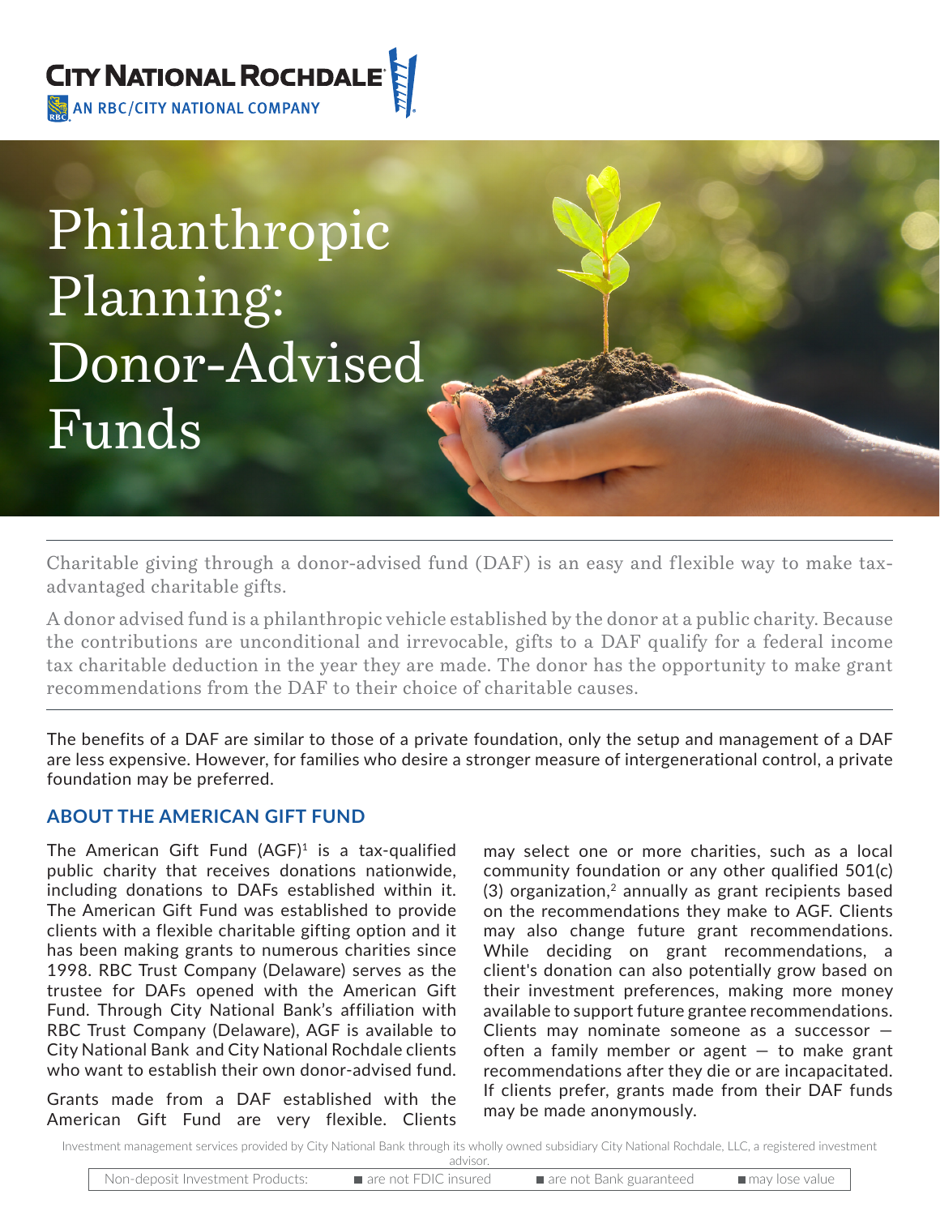# Philanthropic Planning: Donor-Advised Funds

Charitable giving through a donor-advised fund (DAF) is an easy and flexible way to make tax-advantaged charitable gifts.

A donor advised fund is a philanthropic vehicle established by the donor at a public charity. Because the contributions are unconditional and irrevocable, gifts to a DAF qualify for a federal income tax charitable deduction in the year they are made. The donor has the opportunity to make grant recommendations from the DAF to their choice of charitable causes.

The benefits of a DAF are similar to those of a private foundation, only the setup and management of a DAF are less expensive. However, for families who desire a stronger measure of intergenerational control, a private foundation may be preferred.

## ABOUT THE AMERICAN GIFT FUND

The American Gift Fund (AGF)[1] is a tax-qualified public charity that receives donations nationwide, including donations to DAFs established within it. The American Gift Fund was established to provide clients with a flexible charitable gifting option and it has been making grants to numerous charities since 1998. RBC Trust Company (Delaware) serves as the trustee for DAFs opened with the American Gift Fund. Through City National Bank's affiliation with RBC Trust Company (Delaware), AGF is available to City National Bank and City National Rochdale clients who want to establish their own donor-advised fund.

Grants made from a DAF established with the American Gift Fund are very flexible. Clients may select one or more charities, such as a local community foundation or any other qualified 501(c)(3) organization,[2] annually as grant recipients based on the recommendations they make to AGF. Clients may also change future grant recommendations. While deciding on grant recommendations, a client's donation can also potentially grow based on their investment preferences, making more money available to support future grantee recommendations. Clients may nominate someone as a successor — often a family member or agent — to make grant recommendations after they die or are incapacitated. If clients prefer, grants made from their DAF funds may be made anonymously.

Investment management services provided by City National Bank through its wholly owned subsidiary City National Rochdale, LLC, a registered investment advisor.

| Non-deposit Investment Products: | ■ are not FDIC insured | ■ are not Bank guaranteed | ■ may lose value |
| --- | --- | --- | --- |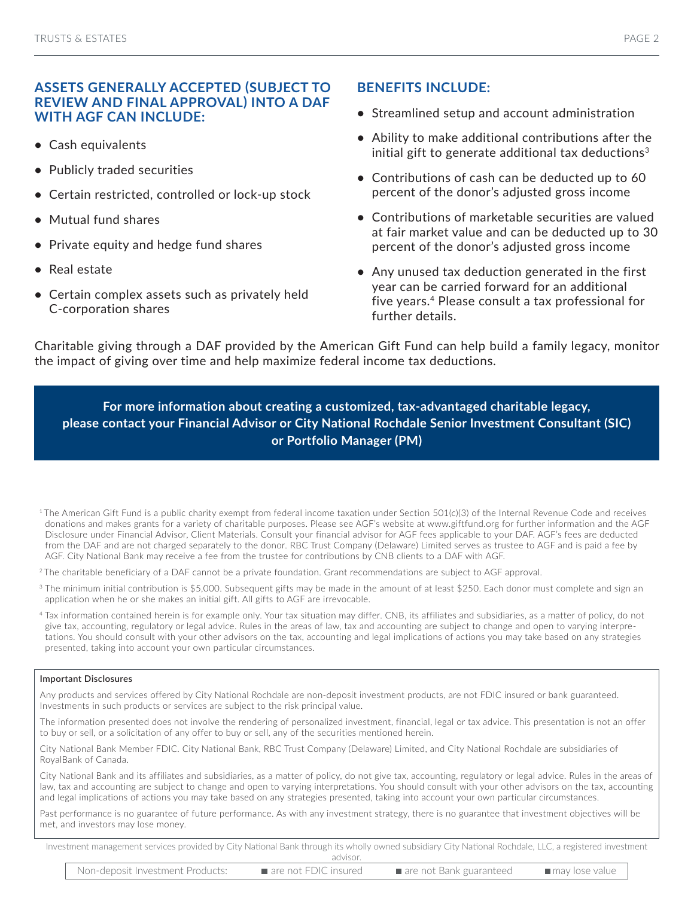## ASSETS GENERALLY ACCEPTED (SUBJECT TO REVIEW AND FINAL APPROVAL) INTO A DAF WITH AGF CAN INCLUDE:

- Cash equivalents
- Publicly traded securities
- Certain restricted, controlled or lock-up stock
- Mutual fund shares
- Private equity and hedge fund shares
- Real estate
- Certain complex assets such as privately held C-corporation shares

## BENEFITS INCLUDE:

- Streamlined setup and account administration
- Ability to make additional contributions after the initial gift to generate additional tax deductions[3]
- Contributions of cash can be deducted up to 60 percent of the donor's adjusted gross income
- Contributions of marketable securities are valued at fair market value and can be deducted up to 30 percent of the donor's adjusted gross income
- Any unused tax deduction generated in the first year can be carried forward for an additional five years.[4] Please consult a tax professional for further details.

Charitable giving through a DAF provided by the American Gift Fund can help build a family legacy, monitor the impact of giving over time and help maximize federal income tax deductions.

**For more information about creating a customized, tax-advantaged charitable legacy, please contact your Financial Advisor or City National Rochdale Senior Investment Consultant (SIC) or Portfolio Manager (PM)**

[1] The American Gift Fund is a public charity exempt from federal income taxation under Section 501(c)(3) of the Internal Revenue Code and receives donations and makes grants for a variety of charitable purposes. Please see AGF's website at www.giftfund.org for further information and the AGF Disclosure under Financial Advisor, Client Materials. Consult your financial advisor for AGF fees applicable to your DAF. AGF's fees are deducted from the DAF and are not charged separately to the donor. RBC Trust Company (Delaware) Limited serves as trustee to AGF and is paid a fee by AGF. City National Bank may receive a fee from the trustee for contributions by CNB clients to a DAF with AGF.

[2] The charitable beneficiary of a DAF cannot be a private foundation. Grant recommendations are subject to AGF approval.

[3] The minimum initial contribution is $5,000. Subsequent gifts may be made in the amount of at least $250. Each donor must complete and sign an application when he or she makes an initial gift. All gifts to AGF are irrevocable.

[4] Tax information contained herein is for example only. Your tax situation may differ. CNB, its affiliates and subsidiaries, as a matter of policy, do not give tax, accounting, regulatory or legal advice. Rules in the areas of law, tax and accounting are subject to change and open to varying interpretations. You should consult with your other advisors on the tax, accounting and legal implications of actions you may take based on any strategies presented, taking into account your own particular circumstances.

**Important Disclosures**

Any products and services offered by City National Rochdale are non-deposit investment products, are not FDIC insured or bank guaranteed. Investments in such products or services are subject to the risk principal value.

The information presented does not involve the rendering of personalized investment, financial, legal or tax advice. This presentation is not an offer to buy or sell, or a solicitation of any offer to buy or sell, any of the securities mentioned herein.

City National Bank Member FDIC. City National Bank, RBC Trust Company (Delaware) Limited, and City National Rochdale are subsidiaries of RoyalBank of Canada.

City National Bank and its affiliates and subsidiaries, as a matter of policy, do not give tax, accounting, regulatory or legal advice. Rules in the areas of law, tax and accounting are subject to change and open to varying interpretations. You should consult with your other advisors on the tax, accounting and legal implications of actions you may take based on any strategies presented, taking into account your own particular circumstances.

Past performance is no guarantee of future performance. As with any investment strategy, there is no guarantee that investment objectives will be met, and investors may lose money.

Investment management services provided by City National Bank through its wholly owned subsidiary City National Rochdale, LLC, a registered investment advisor.

Non-deposit Investment Products: ■ are not FDIC insured ■ are not Bank guaranteed ■ may lose value